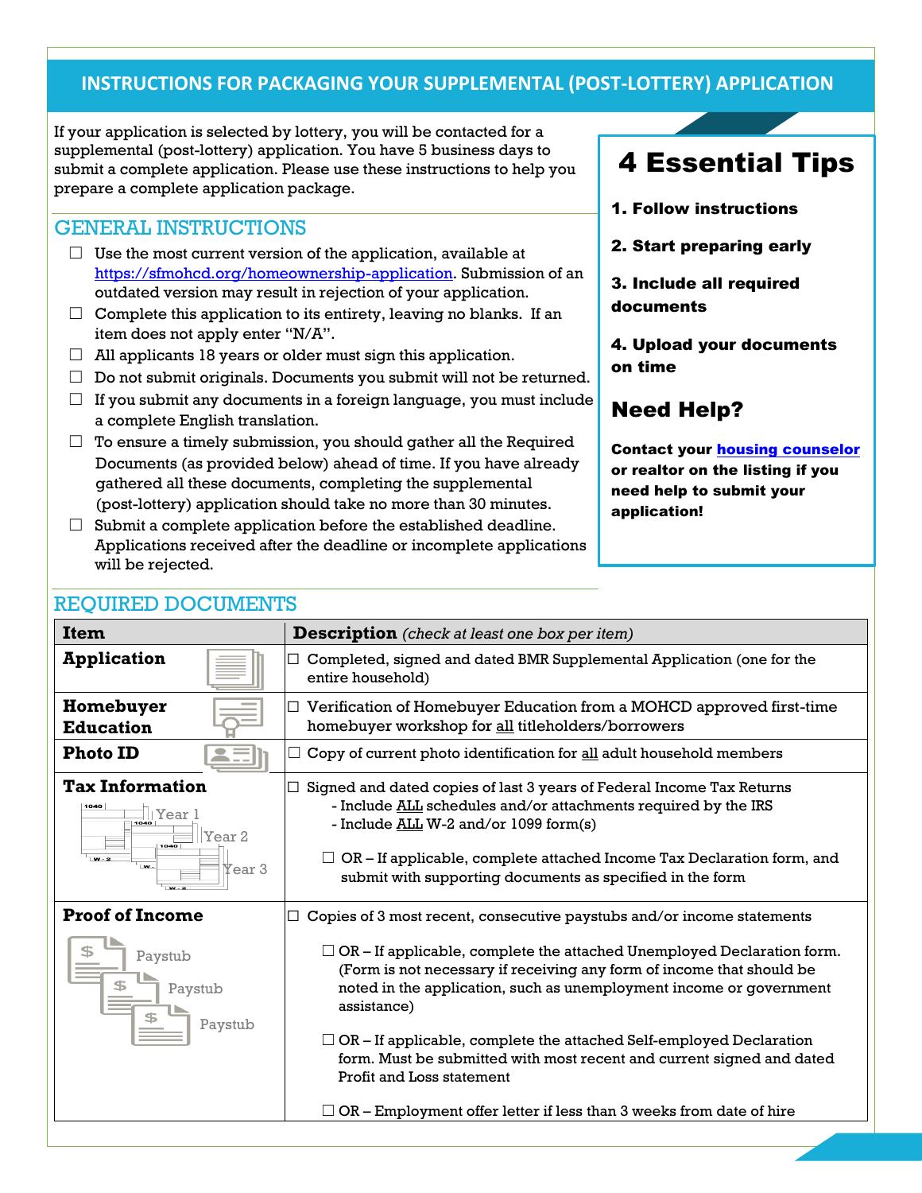# INSTRUCTIONS FOR PACKAGING YOUR SUPPLEMENTAL (POST-LOTTERY) APPLICATION

If your application is selected by lottery, you will be contacted for a supplemental (post-lottery) application. You have 5 business days to submit a complete application. Please use these instructions to help you prepare a complete application package.

## 4 Essential Tips

1. **Follow instructions**
2. **Start preparing early**
3. **Include all required documents**
4. **Upload your documents on time**

## Need Help?

**Contact your [housing counselor](#) or realtor on the listing if you need help to submit your application!**

## GENERAL INSTRUCTIONS

- ☐ Use the most current version of the application, available at [https://sfmohcd.org/homeownership-application](https://sfmohcd.org/homeownership-application). Submission of an outdated version may result in rejection of your application.
- ☐ Complete this application to its entirety, leaving no blanks. If an item does not apply enter "N/A".
- ☐ All applicants 18 years or older must sign this application.
- ☐ Do not submit originals. Documents you submit will not be returned.
- ☐ If you submit any documents in a foreign language, you must include a complete English translation.
- ☐ To ensure a timely submission, you should gather all the Required Documents (as provided below) ahead of time. If you have already gathered all these documents, completing the supplemental (post-lottery) application should take no more than 30 minutes.
- ☐ Submit a complete application before the established deadline. Applications received after the deadline or incomplete applications will be rejected.

## REQUIRED DOCUMENTS

| Item | Description *(check at least one box per item)* |
|---|---|
| **Application** | ☐ Completed, signed and dated BMR Supplemental Application (one for the entire household) |
| **Homebuyer Education** | ☐ Verification of Homebuyer Education from a MOHCD approved first-time homebuyer workshop for <u>all</u> titleholders/borrowers |
| **Photo ID** | ☐ Copy of current photo identification for <u>all</u> adult household members |
| **Tax Information** | ☐ Signed and dated copies of last 3 years of Federal Income Tax Returns<br>- Include <u>ALL</u> schedules and/or attachments required by the IRS<br>- Include <u>ALL</u> W-2 and/or 1099 form(s)<br><br>☐ OR – If applicable, complete attached Income Tax Declaration form, and submit with supporting documents as specified in the form |
| **Proof of Income** | ☐ Copies of 3 most recent, consecutive paystubs and/or income statements<br><br>☐ OR – If applicable, complete the attached Unemployed Declaration form. (Form is not necessary if receiving any form of income that should be noted in the application, such as unemployment income or government assistance)<br><br>☐ OR – If applicable, complete the attached Self-employed Declaration form. Must be submitted with most recent and current signed and dated Profit and Loss statement<br><br>☐ OR – Employment offer letter if less than 3 weeks from date of hire |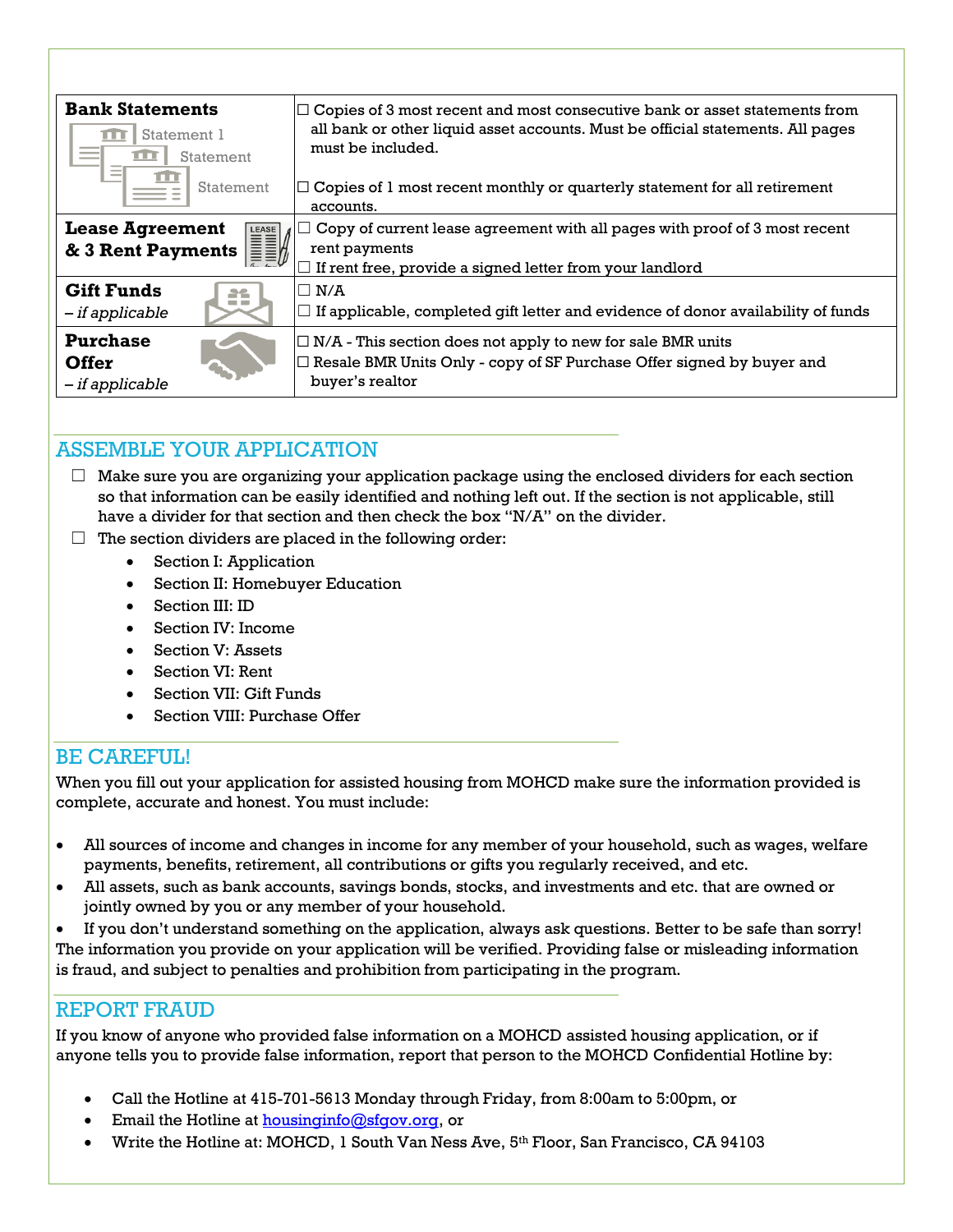| | |
|---|---|
| **Bank Statements** | ☐ Copies of 3 most recent and most consecutive bank or asset statements from all bank or other liquid asset accounts. Must be official statements. All pages must be included.<br><br>☐ Copies of 1 most recent monthly or quarterly statement for all retirement accounts. |
| **Lease Agreement & 3 Rent Payments** | ☐ Copy of current lease agreement with all pages with proof of 3 most recent rent payments<br>☐ If rent free, provide a signed letter from your landlord |
| **Gift Funds** – *if applicable* | ☐ N/A<br>☐ If applicable, completed gift letter and evidence of donor availability of funds |
| **Purchase Offer** – *if applicable* | ☐ N/A - This section does not apply to new for sale BMR units<br>☐ Resale BMR Units Only - copy of SF Purchase Offer signed by buyer and buyer's realtor |

## ASSEMBLE YOUR APPLICATION

☐ Make sure you are organizing your application package using the enclosed dividers for each section so that information can be easily identified and nothing left out. If the section is not applicable, still have a divider for that section and then check the box "N/A" on the divider.

☐ The section dividers are placed in the following order:

- Section I: Application
- Section II: Homebuyer Education
- Section III: ID
- Section IV: Income
- Section V: Assets
- Section VI: Rent
- Section VII: Gift Funds
- Section VIII: Purchase Offer

## BE CAREFUL!

When you fill out your application for assisted housing from MOHCD make sure the information provided is complete, accurate and honest. You must include:

- All sources of income and changes in income for any member of your household, such as wages, welfare payments, benefits, retirement, all contributions or gifts you regularly received, and etc.
- All assets, such as bank accounts, savings bonds, stocks, and investments and etc. that are owned or jointly owned by you or any member of your household.
- If you don't understand something on the application, always ask questions. Better to be safe than sorry!

The information you provide on your application will be verified. Providing false or misleading information is fraud, and subject to penalties and prohibition from participating in the program.

## REPORT FRAUD

If you know of anyone who provided false information on a MOHCD assisted housing application, or if anyone tells you to provide false information, report that person to the MOHCD Confidential Hotline by:

- Call the Hotline at 415-701-5613 Monday through Friday, from 8:00am to 5:00pm, or
- Email the Hotline at housinginfo@sfgov.org, or
- Write the Hotline at: MOHCD, 1 South Van Ness Ave, 5th Floor, San Francisco, CA 94103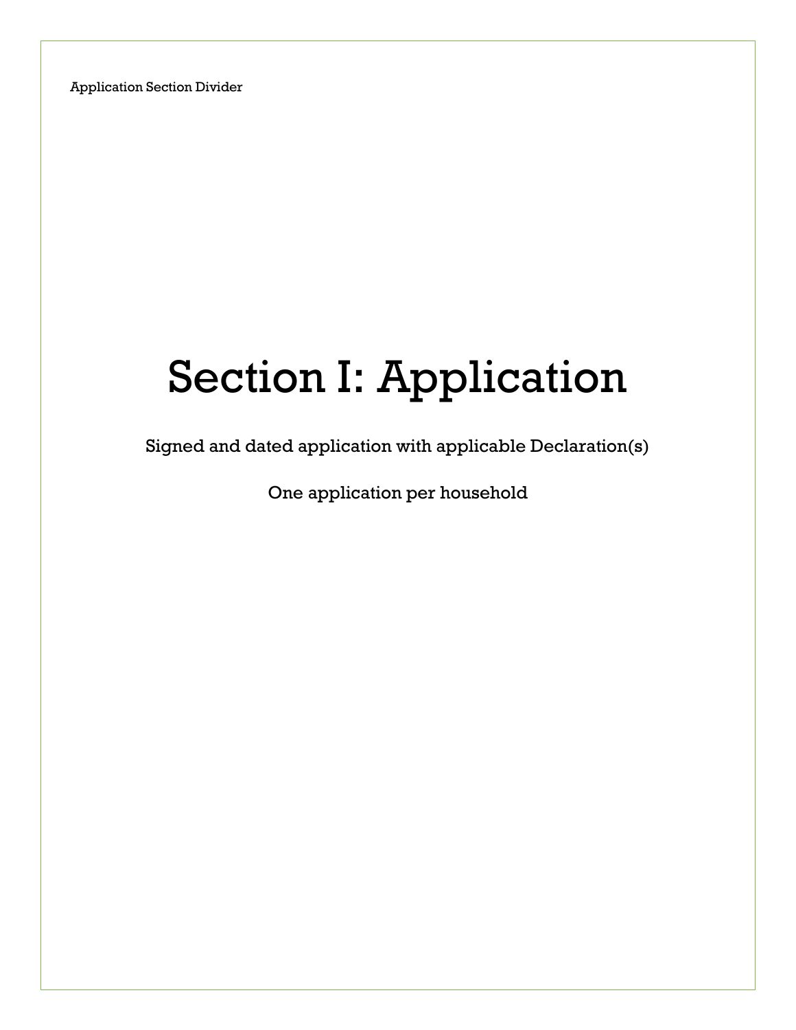Application Section Divider

# Section I: Application

Signed and dated application with applicable Declaration(s)

One application per household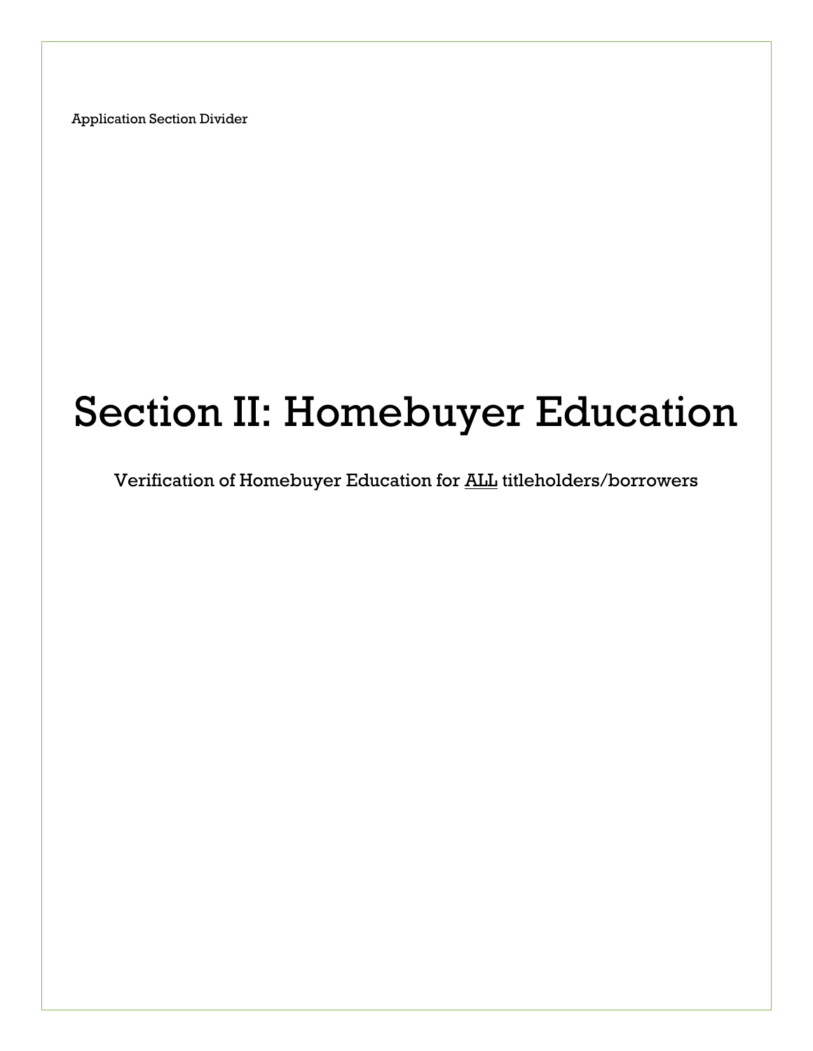Application Section Divider

# Section II: Homebuyer Education

Verification of Homebuyer Education for <u>ALL</u> titleholders/borrowers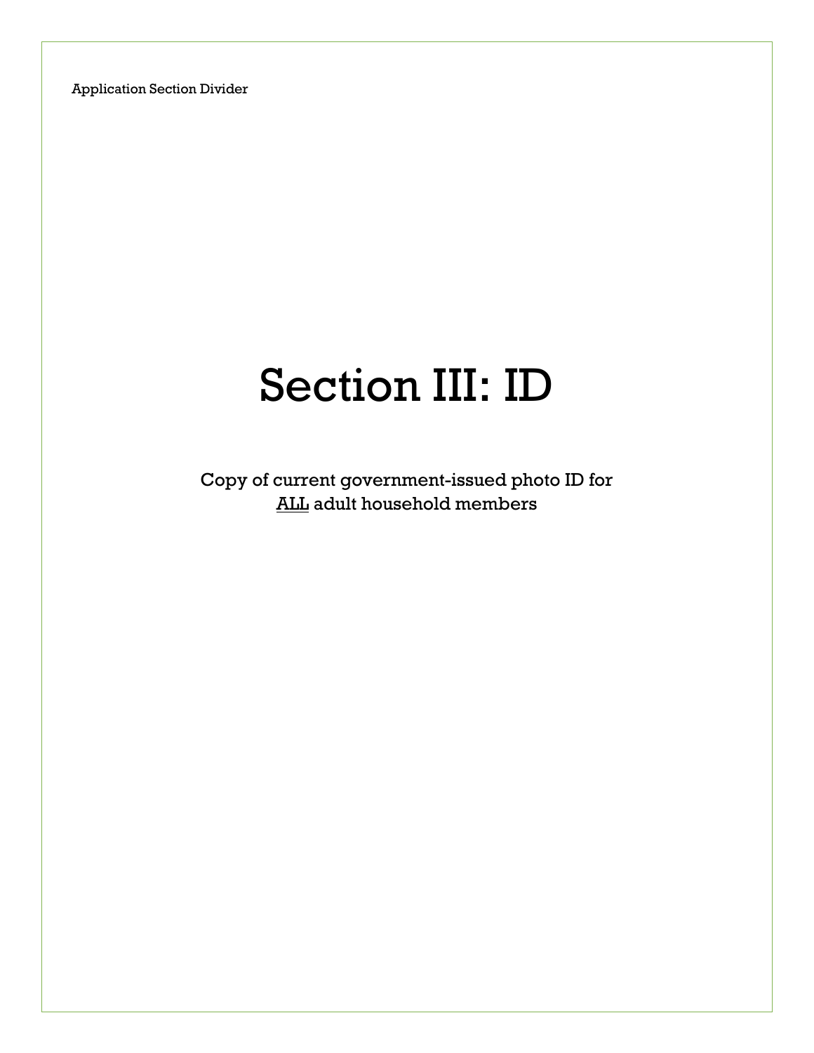Application Section Divider

# Section III: ID

Copy of current government-issued photo ID for
ALL adult household members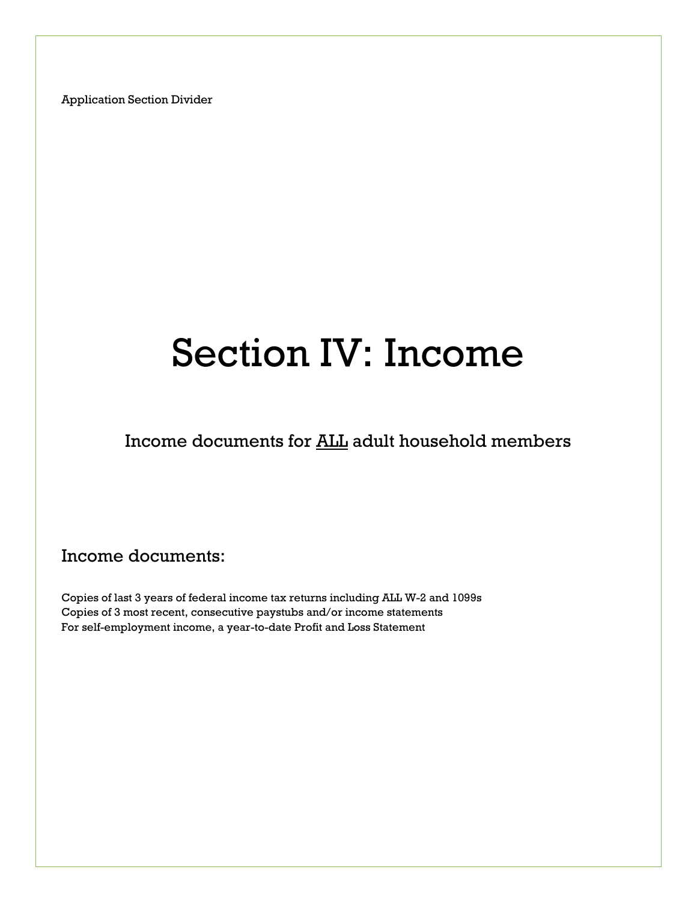Application Section Divider

# Section IV: Income

## Income documents for <u>ALL</u> adult household members

### Income documents:

Copies of last 3 years of federal income tax returns including ALL W-2 and 1099s
Copies of 3 most recent, consecutive paystubs and/or income statements
For self-employment income, a year-to-date Profit and Loss Statement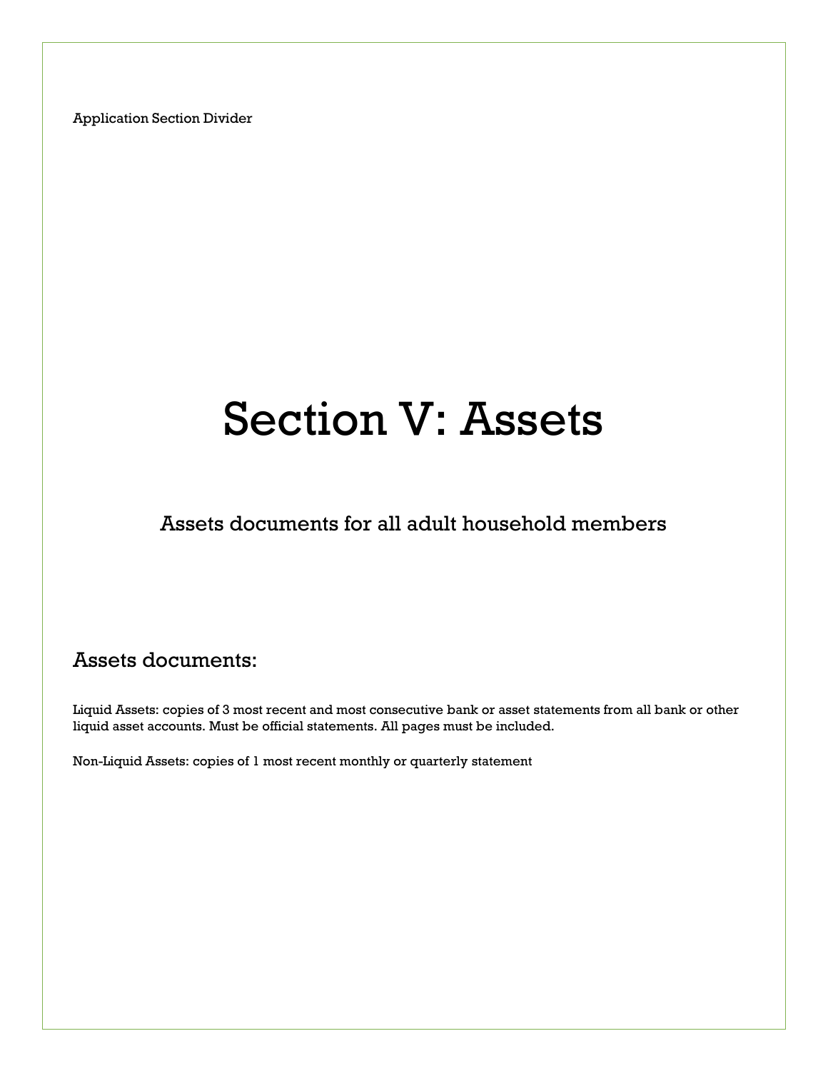Application Section Divider

# Section V: Assets

## Assets documents for all adult household members

## Assets documents:

Liquid Assets: copies of 3 most recent and most consecutive bank or asset statements from all bank or other liquid asset accounts. Must be official statements. All pages must be included.

Non-Liquid Assets: copies of 1 most recent monthly or quarterly statement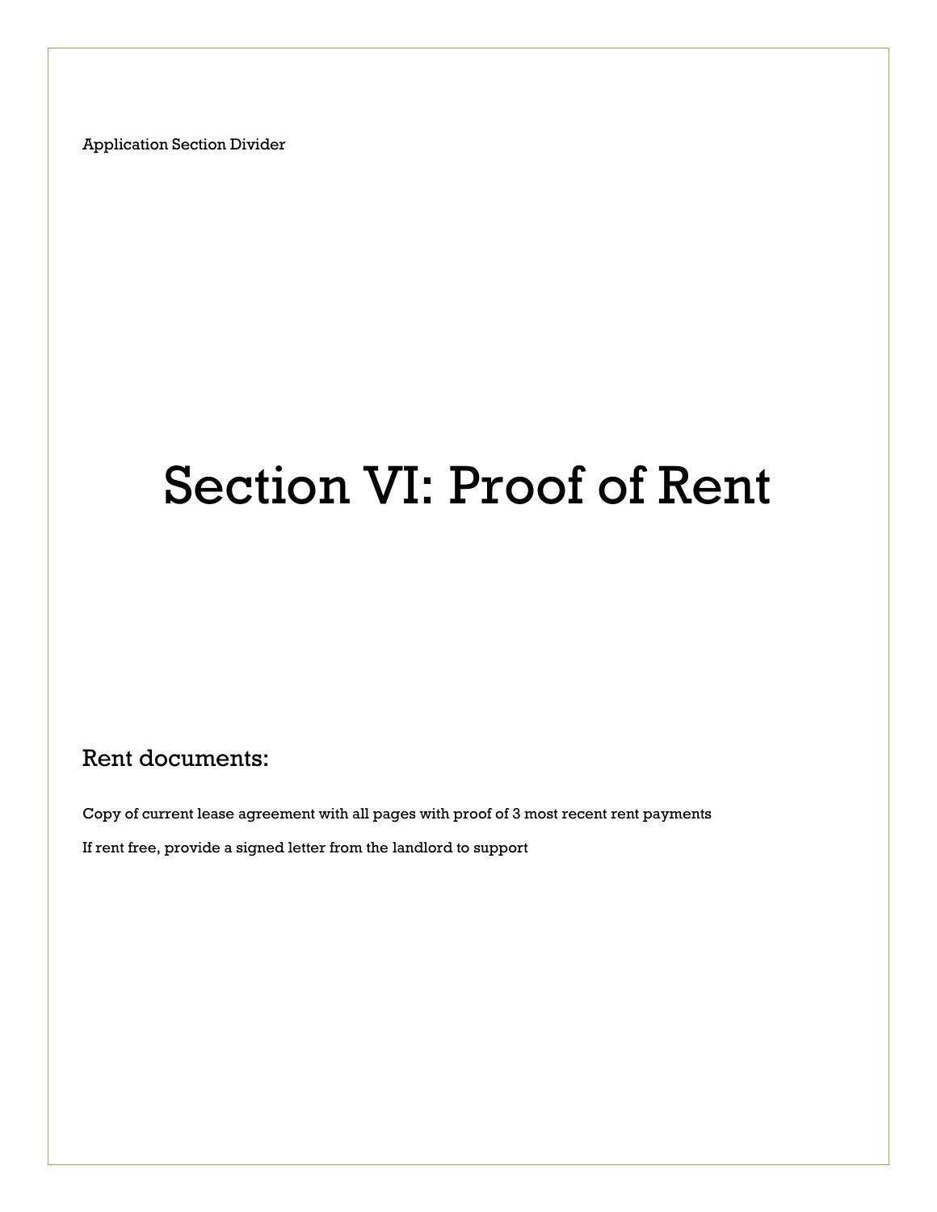Application Section Divider

# Section VI: Proof of Rent

## Rent documents:

Copy of current lease agreement with all pages with proof of 3 most recent rent payments

If rent free, provide a signed letter from the landlord to support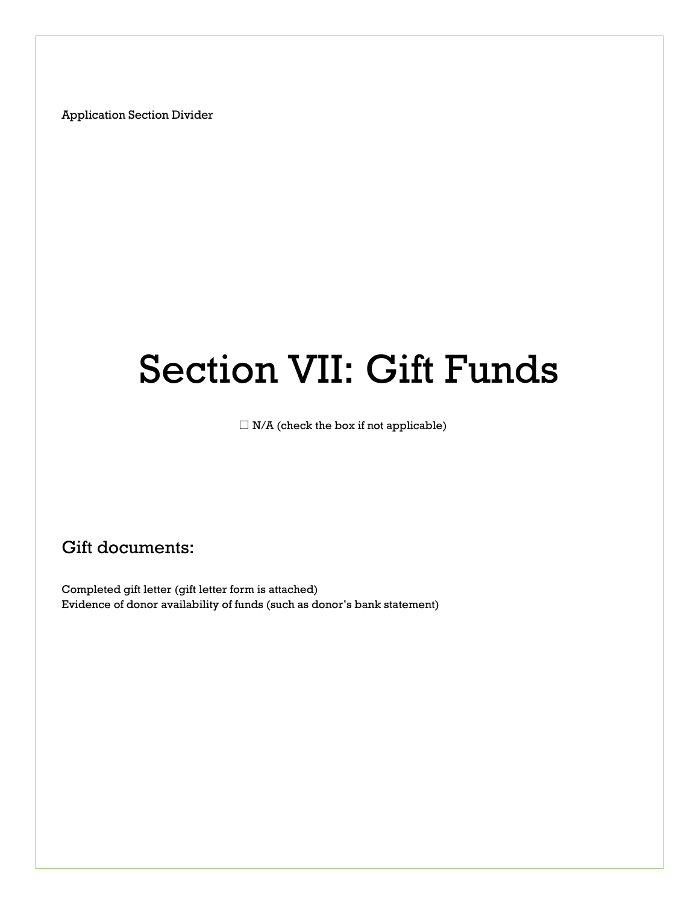Application Section Divider

# Section VII: Gift Funds

☐ N/A (check the box if not applicable)

## Gift documents:

Completed gift letter (gift letter form is attached)
Evidence of donor availability of funds (such as donor's bank statement)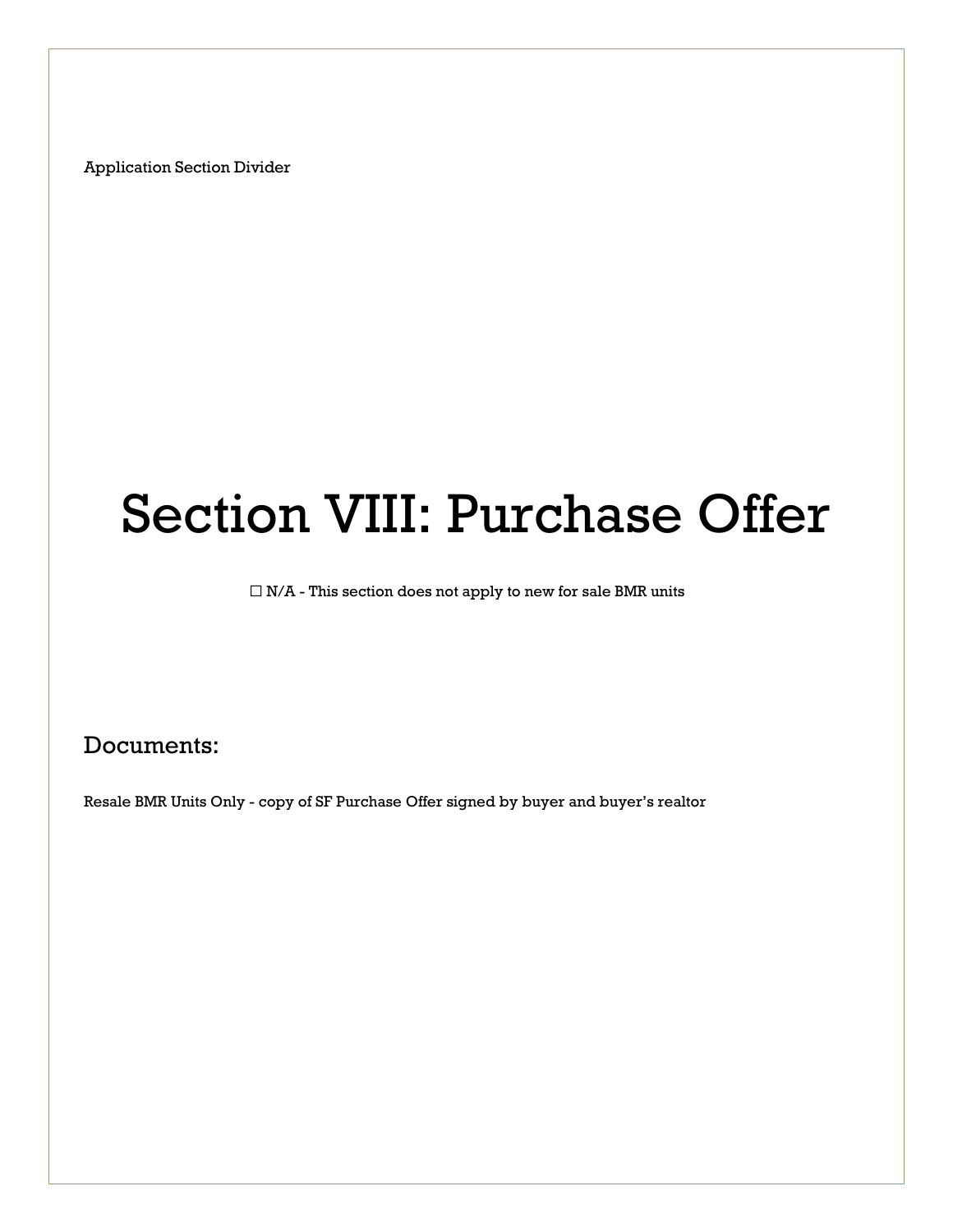Application Section Divider

# Section VIII: Purchase Offer

☐ N/A - This section does not apply to new for sale BMR units

## Documents:

Resale BMR Units Only - copy of SF Purchase Offer signed by buyer and buyer's realtor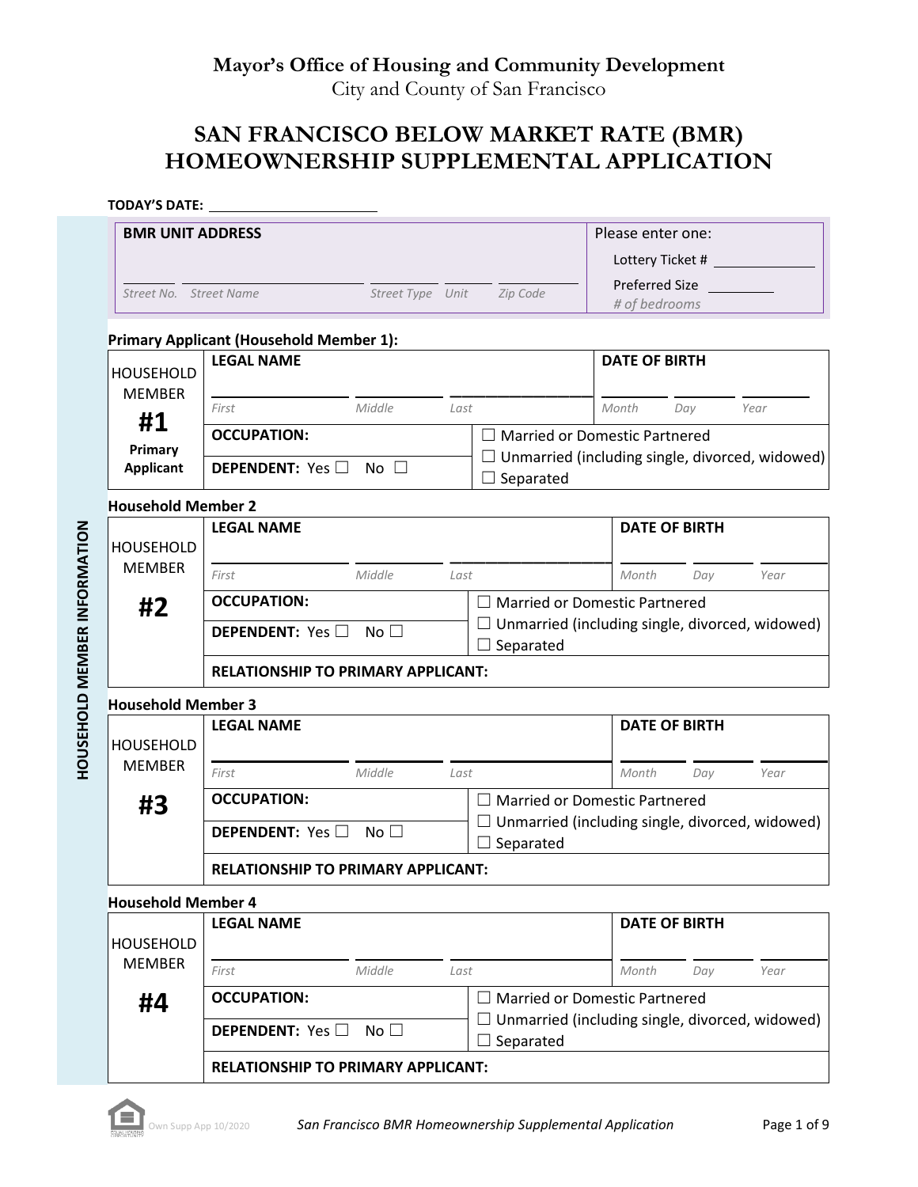**Mayor's Office of Housing and Community Development**
City and County of San Francisco

# SAN FRANCISCO BELOW MARKET RATE (BMR) HOMEOWNERSHIP SUPPLEMENTAL APPLICATION

**TODAY'S DATE:** ____________________

| BMR UNIT ADDRESS | Please enter one: |
|---|---|
| ______ ______ ______ ______ ______<br>*Street No.* *Street Name* *Street Type* *Unit* *Zip Code* | Lottery Ticket # ____________<br>Preferred Size ________<br>*# of bedrooms* |

## HOUSEHOLD MEMBER INFORMATION

**Primary Applicant (Household Member 1):**

| HOUSEHOLD MEMBER **#1** **Primary Applicant** | **LEGAL NAME**<br>*First* *Middle* *Last* | | **DATE OF BIRTH**<br>*Month* *Day* *Year* |
|---|---|---|---|
| | **OCCUPATION:** | ☐ Married or Domestic Partnered<br>☐ Unmarried (including single, divorced, widowed)<br>☐ Separated | |
| | **DEPENDENT:** Yes ☐ No ☐ | | |

**Household Member 2**

| HOUSEHOLD MEMBER **#2** | **LEGAL NAME**<br>*First* *Middle* *Last* | | **DATE OF BIRTH**<br>*Month* *Day* *Year* |
|---|---|---|---|
| | **OCCUPATION:** | ☐ Married or Domestic Partnered<br>☐ Unmarried (including single, divorced, widowed)<br>☐ Separated | |
| | **DEPENDENT:** Yes ☐ No ☐ | | |
| | **RELATIONSHIP TO PRIMARY APPLICANT:** | | |

**Household Member 3**

| HOUSEHOLD MEMBER **#3** | **LEGAL NAME**<br>*First* *Middle* *Last* | | **DATE OF BIRTH**<br>*Month* *Day* *Year* |
|---|---|---|---|
| | **OCCUPATION:** | ☐ Married or Domestic Partnered<br>☐ Unmarried (including single, divorced, widowed)<br>☐ Separated | |
| | **DEPENDENT:** Yes ☐ No ☐ | | |
| | **RELATIONSHIP TO PRIMARY APPLICANT:** | | |

**Household Member 4**

| HOUSEHOLD MEMBER **#4** | **LEGAL NAME**<br>*First* *Middle* *Last* | | **DATE OF BIRTH**<br>*Month* *Day* *Year* |
|---|---|---|---|
| | **OCCUPATION:** | ☐ Married or Domestic Partnered<br>☐ Unmarried (including single, divorced, widowed)<br>☐ Separated | |
| | **DEPENDENT:** Yes ☐ No ☐ | | |
| | **RELATIONSHIP TO PRIMARY APPLICANT:** | | |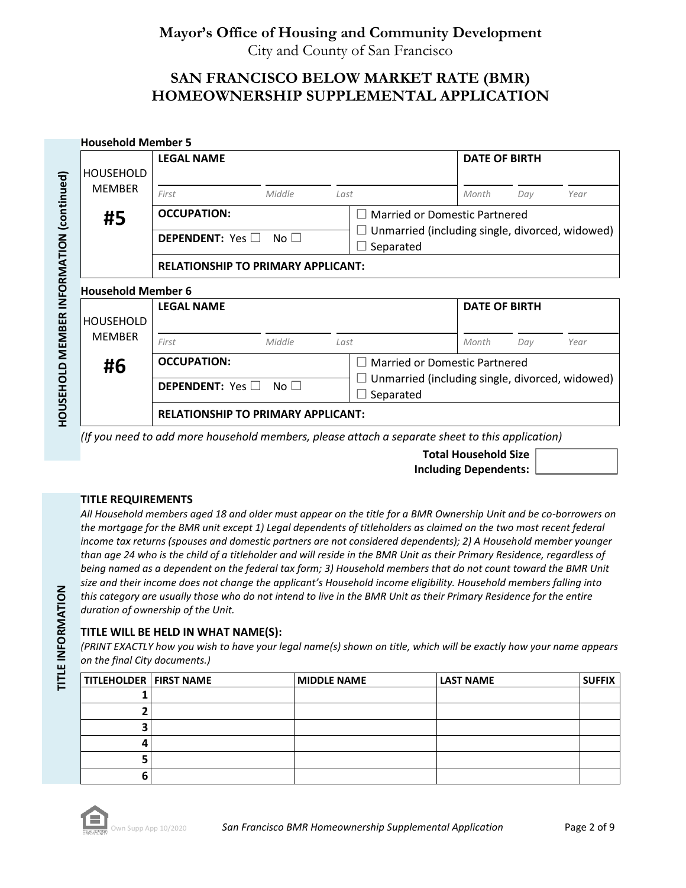# Mayor's Office of Housing and Community Development

City and County of San Francisco

## SAN FRANCISCO BELOW MARKET RATE (BMR) HOMEOWNERSHIP SUPPLEMENTAL APPLICATION

### HOUSEHOLD MEMBER INFORMATION (continued)

**Household Member 5**

| HOUSEHOLD MEMBER #5 | **LEGAL NAME** | | | **DATE OF BIRTH** | | |
|---|---|---|---|---|---|---|
| | *First* | *Middle* | *Last* | *Month* | *Day* | *Year* |
| | **OCCUPATION:** | | ☐ Married or Domestic Partnered | | | |
| | **DEPENDENT:** Yes ☐ No ☐ | | ☐ Unmarried (including single, divorced, widowed) ☐ Separated | | | |
| | **RELATIONSHIP TO PRIMARY APPLICANT:** | | | | | |

**Household Member 6**

| HOUSEHOLD MEMBER #6 | **LEGAL NAME** | | | **DATE OF BIRTH** | | |
|---|---|---|---|---|---|---|
| | *First* | *Middle* | *Last* | *Month* | *Day* | *Year* |
| | **OCCUPATION:** | | ☐ Married or Domestic Partnered | | | |
| | **DEPENDENT:** Yes ☐ No ☐ | | ☐ Unmarried (including single, divorced, widowed) ☐ Separated | | | |
| | **RELATIONSHIP TO PRIMARY APPLICANT:** | | | | | |

*(If you need to add more household members, please attach a separate sheet to this application)*

**Total Household Size Including Dependents:** ________

### TITLE INFORMATION

**TITLE REQUIREMENTS**

*All Household members aged 18 and older must appear on the title for a BMR Ownership Unit and be co-borrowers on the mortgage for the BMR unit except 1) Legal dependents of titleholders as claimed on the two most recent federal income tax returns (spouses and domestic partners are not considered dependents); 2) A Household member younger than age 24 who is the child of a titleholder and will reside in the BMR Unit as their Primary Residence, regardless of being named as a dependent on the federal tax form; 3) Household members that do not count toward the BMR Unit size and their income does not change the applicant's Household income eligibility. Household members falling into this category are usually those who do not intend to live in the BMR Unit as their Primary Residence for the entire duration of ownership of the Unit.*

**TITLE WILL BE HELD IN WHAT NAME(S):**

*(PRINT EXACTLY how you wish to have your legal name(s) shown on title, which will be exactly how your name appears on the final City documents.)*

| TITLEHOLDER | FIRST NAME | MIDDLE NAME | LAST NAME | SUFFIX |
|---|---|---|---|---|
| 1 | | | | |
| 2 | | | | |
| 3 | | | | |
| 4 | | | | |
| 5 | | | | |
| 6 | | | | |

Own Supp App 10/2020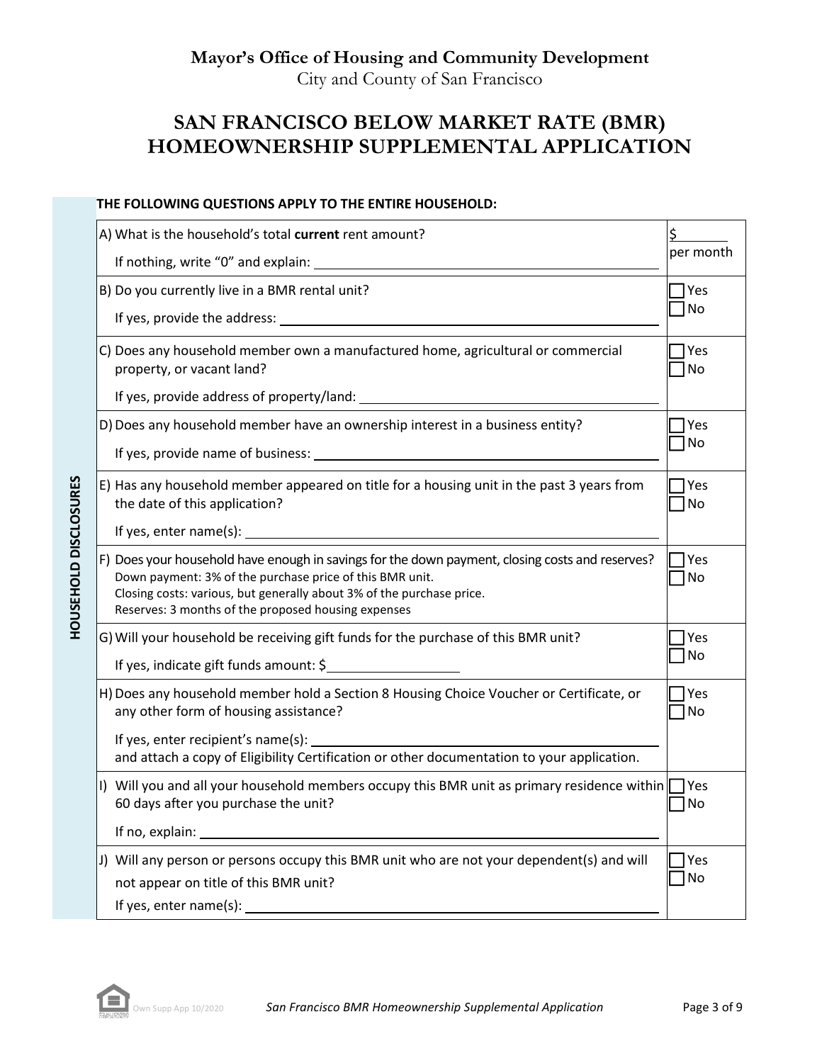**Mayor's Office of Housing and Community Development**
City and County of San Francisco

# SAN FRANCISCO BELOW MARKET RATE (BMR) HOMEOWNERSHIP SUPPLEMENTAL APPLICATION

## HOUSEHOLD DISCLOSURES

**THE FOLLOWING QUESTIONS APPLY TO THE ENTIRE HOUSEHOLD:**

| Question | Answer |
|---|---|
| A) What is the household's total **current** rent amount?<br>If nothing, write "0" and explain: ______ | $______ per month |
| B) Do you currently live in a BMR rental unit?<br>If yes, provide the address: ______ | ☐ Yes<br>☐ No |
| C) Does any household member own a manufactured home, agricultural or commercial property, or vacant land?<br>If yes, provide address of property/land: ______ | ☐ Yes<br>☐ No |
| D) Does any household member have an ownership interest in a business entity?<br>If yes, provide name of business: ______ | ☐ Yes<br>☐ No |
| E) Has any household member appeared on title for a housing unit in the past 3 years from the date of this application?<br>If yes, enter name(s): ______ | ☐ Yes<br>☐ No |
| F) Does your household have enough in savings for the down payment, closing costs and reserves?<br>Down payment: 3% of the purchase price of this BMR unit.<br>Closing costs: various, but generally about 3% of the purchase price.<br>Reserves: 3 months of the proposed housing expenses | ☐ Yes<br>☐ No |
| G) Will your household be receiving gift funds for the purchase of this BMR unit?<br>If yes, indicate gift funds amount: $______ | ☐ Yes<br>☐ No |
| H) Does any household member hold a Section 8 Housing Choice Voucher or Certificate, or any other form of housing assistance?<br>If yes, enter recipient's name(s): ______<br>and attach a copy of Eligibility Certification or other documentation to your application. | ☐ Yes<br>☐ No |
| I) Will you and all your household members occupy this BMR unit as primary residence within 60 days after you purchase the unit?<br>If no, explain: ______ | ☐ Yes<br>☐ No |
| J) Will any person or persons occupy this BMR unit who are not your dependent(s) and will not appear on title of this BMR unit?<br>If yes, enter name(s): ______ | ☐ Yes<br>☐ No |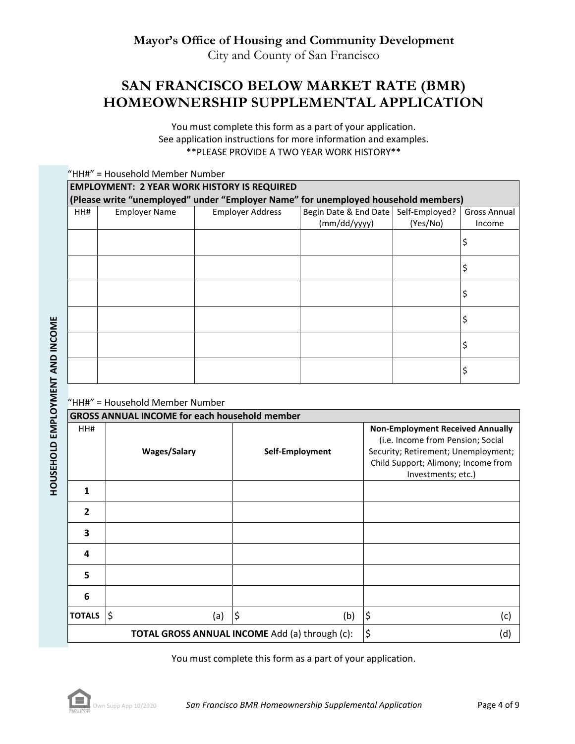**Mayor's Office of Housing and Community Development**
City and County of San Francisco

# SAN FRANCISCO BELOW MARKET RATE (BMR) HOMEOWNERSHIP SUPPLEMENTAL APPLICATION

You must complete this form as a part of your application.
See application instructions for more information and examples.
**PLEASE PROVIDE A TWO YEAR WORK HISTORY**

**HOUSEHOLD EMPLOYMENT AND INCOME**

"HH#" = Household Member Number

| **EMPLOYMENT: 2 YEAR WORK HISTORY IS REQUIRED (Please write "unemployed" under "Employer Name" for unemployed household members)** | | | | | |
|---|---|---|---|---|---|
| HH# | Employer Name | Employer Address | Begin Date & End Date (mm/dd/yyyy) | Self-Employed? (Yes/No) | Gross Annual Income |
| | | | | | $ |
| | | | | | $ |
| | | | | | $ |
| | | | | | $ |
| | | | | | $ |
| | | | | | $ |

"HH#" = Household Member Number

| **GROSS ANNUAL INCOME for each household member** | | | |
|---|---|---|---|
| HH# | **Wages/Salary** | **Self-Employment** | **Non-Employment Received Annually** (i.e. Income from Pension; Social Security; Retirement; Unemployment; Child Support; Alimony; Income from Investments; etc.) |
| **1** | | | |
| **2** | | | |
| **3** | | | |
| **4** | | | |
| **5** | | | |
| **6** | | | |
| **TOTALS** | $ (a) | $ (b) | $ (c) |
| | | **TOTAL GROSS ANNUAL INCOME** Add (a) through (c): | $ (d) |

You must complete this form as a part of your application.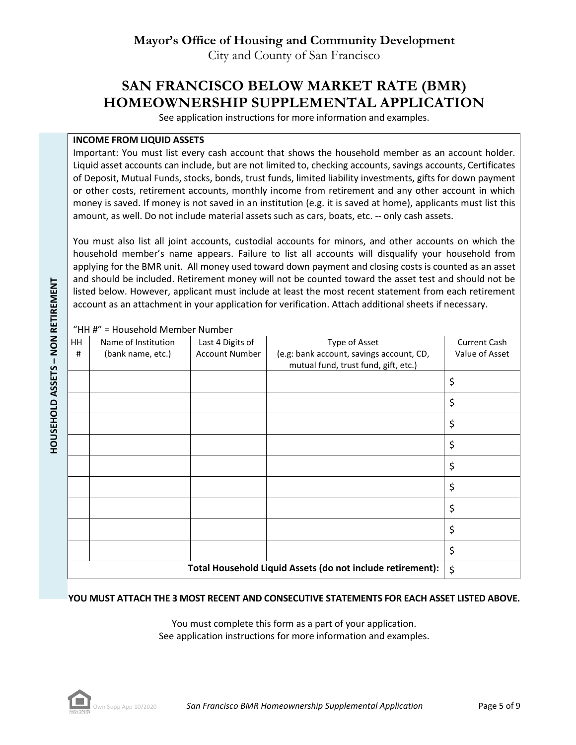**Mayor's Office of Housing and Community Development**
City and County of San Francisco

# SAN FRANCISCO BELOW MARKET RATE (BMR) HOMEOWNERSHIP SUPPLEMENTAL APPLICATION

See application instructions for more information and examples.

## HOUSEHOLD ASSETS – NON RETIREMENT

### INCOME FROM LIQUID ASSETS

Important: You must list every cash account that shows the household member as an account holder. Liquid asset accounts can include, but are not limited to, checking accounts, savings accounts, Certificates of Deposit, Mutual Funds, stocks, bonds, trust funds, limited liability investments, gifts for down payment or other costs, retirement accounts, monthly income from retirement and any other account in which money is saved. If money is not saved in an institution (e.g. it is saved at home), applicants must list this amount, as well. Do not include material assets such as cars, boats, etc. -- only cash assets.

You must also list all joint accounts, custodial accounts for minors, and other accounts on which the household member's name appears. Failure to list all accounts will disqualify your household from applying for the BMR unit. All money used toward down payment and closing costs is counted as an asset and should be included. Retirement money will not be counted toward the asset test and should not be listed below. However, applicant must include at least the most recent statement from each retirement account as an attachment in your application for verification. Attach additional sheets if necessary.

"HH #" = Household Member Number

| HH # | Name of Institution (bank name, etc.) | Last 4 Digits of Account Number | Type of Asset (e.g: bank account, savings account, CD, mutual fund, trust fund, gift, etc.) | Current Cash Value of Asset |
|---|---|---|---|---|
| | | | | $ |
| | | | | $ |
| | | | | $ |
| | | | | $ |
| | | | | $ |
| | | | | $ |
| | | | | $ |
| | | | | $ |
| | | | | $ |
| | | | **Total Household Liquid Assets (do not include retirement):** | $ |

**YOU MUST ATTACH THE 3 MOST RECENT AND CONSECUTIVE STATEMENTS FOR EACH ASSET LISTED ABOVE.**

You must complete this form as a part of your application.
See application instructions for more information and examples.

Own Supp App 10/2020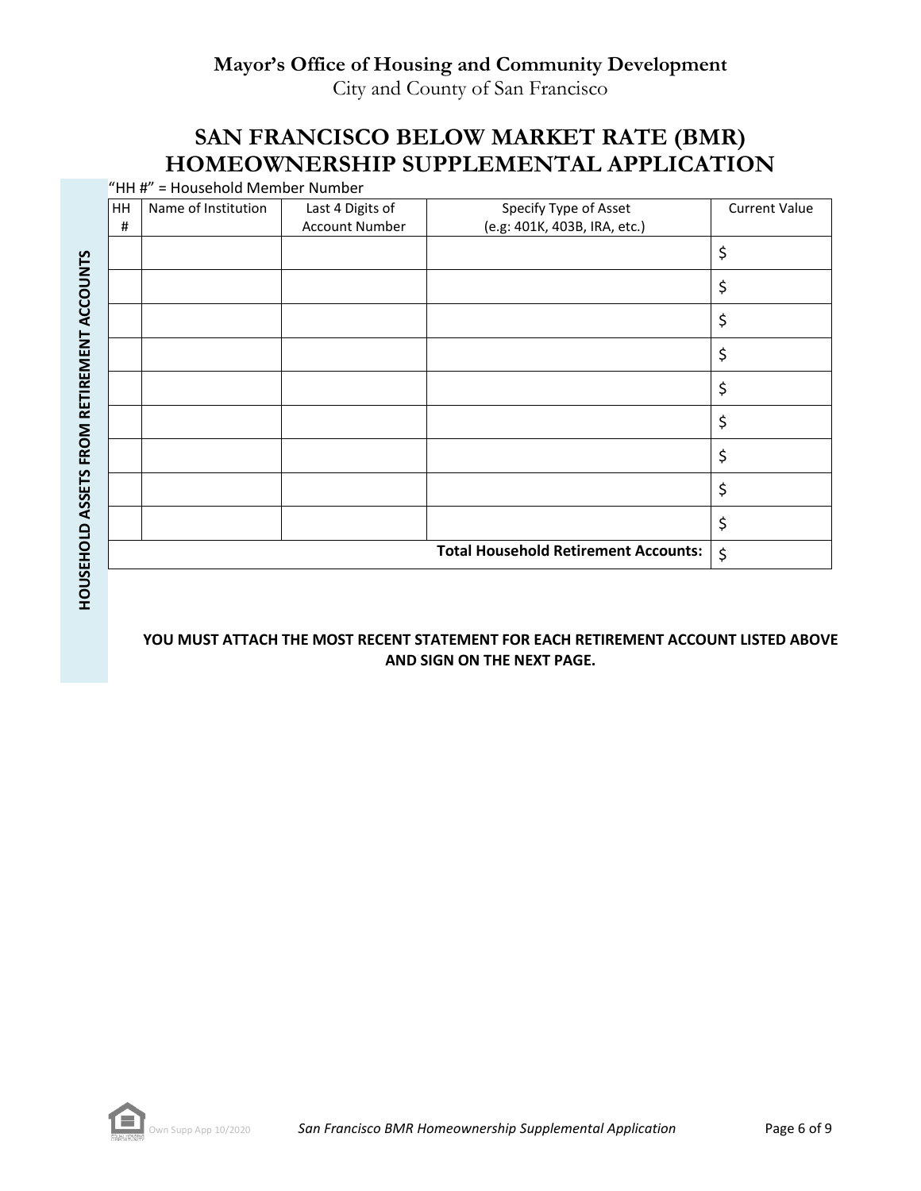**Mayor's Office of Housing and Community Development**
City and County of San Francisco

# SAN FRANCISCO BELOW MARKET RATE (BMR) HOMEOWNERSHIP SUPPLEMENTAL APPLICATION

**HOUSEHOLD ASSETS FROM RETIREMENT ACCOUNTS**

"HH #" = Household Member Number

| HH # | Name of Institution | Last 4 Digits of Account Number | Specify Type of Asset (e.g: 401K, 403B, IRA, etc.) | Current Value |
|---|---|---|---|---|
| | | | | $ |
| | | | | $ |
| | | | | $ |
| | | | | $ |
| | | | | $ |
| | | | | $ |
| | | | | $ |
| | | | | $ |
| | | | | $ |
| | | | **Total Household Retirement Accounts:** | $ |

**YOU MUST ATTACH THE MOST RECENT STATEMENT FOR EACH RETIREMENT ACCOUNT LISTED ABOVE AND SIGN ON THE NEXT PAGE.**

Own Supp App 10/2020 *San Francisco BMR Homeownership Supplemental Application*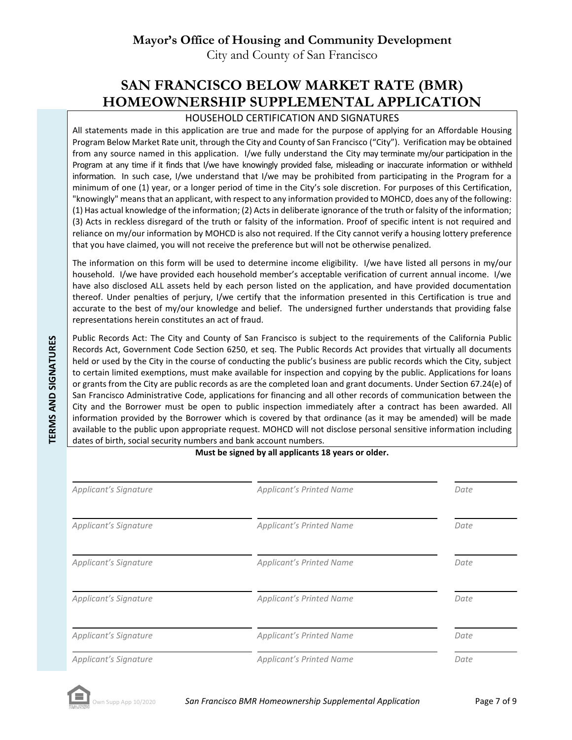**Mayor's Office of Housing and Community Development**

City and County of San Francisco

# SAN FRANCISCO BELOW MARKET RATE (BMR) HOMEOWNERSHIP SUPPLEMENTAL APPLICATION

**TERMS AND SIGNATURES**

## HOUSEHOLD CERTIFICATION AND SIGNATURES

All statements made in this application are true and made for the purpose of applying for an Affordable Housing Program Below Market Rate unit, through the City and County of San Francisco ("City"). Verification may be obtained from any source named in this application. I/we fully understand the City may terminate my/our participation in the Program at any time if it finds that I/we have knowingly provided false, misleading or inaccurate information or withheld information. In such case, I/we understand that I/we may be prohibited from participating in the Program for a minimum of one (1) year, or a longer period of time in the City's sole discretion. For purposes of this Certification, "knowingly" means that an applicant, with respect to any information provided to MOHCD, does any of the following: (1) Has actual knowledge of the information; (2) Acts in deliberate ignorance of the truth or falsity of the information; (3) Acts in reckless disregard of the truth or falsity of the information. Proof of specific intent is not required and reliance on my/our information by MOHCD is also not required. If the City cannot verify a housing lottery preference that you have claimed, you will not receive the preference but will not be otherwise penalized.

The information on this form will be used to determine income eligibility. I/we have listed all persons in my/our household. I/we have provided each household member's acceptable verification of current annual income. I/we have also disclosed ALL assets held by each person listed on the application, and have provided documentation thereof. Under penalties of perjury, I/we certify that the information presented in this Certification is true and accurate to the best of my/our knowledge and belief. The undersigned further understands that providing false representations herein constitutes an act of fraud.

Public Records Act: The City and County of San Francisco is subject to the requirements of the California Public Records Act, Government Code Section 6250, et seq. The Public Records Act provides that virtually all documents held or used by the City in the course of conducting the public's business are public records which the City, subject to certain limited exemptions, must make available for inspection and copying by the public. Applications for loans or grants from the City are public records as are the completed loan and grant documents. Under Section 67.24(e) of San Francisco Administrative Code, applications for financing and all other records of communication between the City and the Borrower must be open to public inspection immediately after a contract has been awarded. All information provided by the Borrower which is covered by that ordinance (as it may be amended) will be made available to the public upon appropriate request. MOHCD will not disclose personal sensitive information including dates of birth, social security numbers and bank account numbers.

**Must be signed by all applicants 18 years or older.**

| *Applicant's Signature* | *Applicant's Printed Name* | *Date* |
|---|---|---|
| | | |
| | | |
| | | |
| | | |
| | | |
| | | |

Own Supp App 10/2020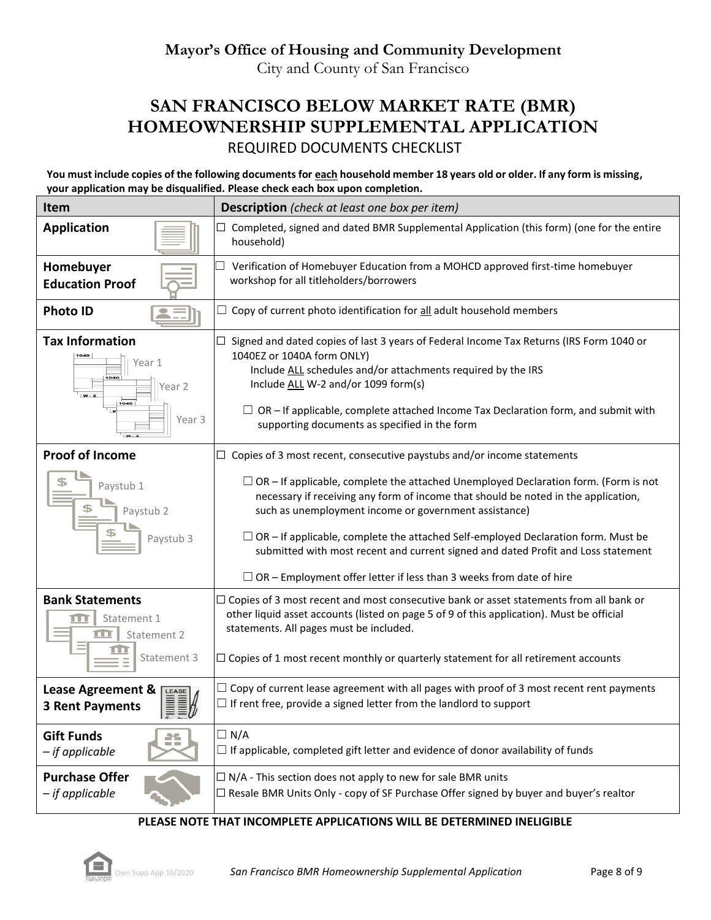**Mayor's Office of Housing and Community Development**
City and County of San Francisco

# SAN FRANCISCO BELOW MARKET RATE (BMR) HOMEOWNERSHIP SUPPLEMENTAL APPLICATION

## REQUIRED DOCUMENTS CHECKLIST

**You must include copies of the following documents for each household member 18 years old or older. If any form is missing, your application may be disqualified. Please check each box upon completion.**

| Item | Description *(check at least one box per item)* |
|---|---|
| **Application** | ☐ Completed, signed and dated BMR Supplemental Application (this form) (one for the entire household) |
| **Homebuyer Education Proof** | ☐ Verification of Homebuyer Education from a MOHCD approved first-time homebuyer workshop for all titleholders/borrowers |
| **Photo ID** | ☐ Copy of current photo identification for all adult household members |
| **Tax Information**<br>Year 1<br>Year 2<br>Year 3 | ☐ Signed and dated copies of last 3 years of Federal Income Tax Returns (IRS Form 1040 or 1040EZ or 1040A form ONLY)<br>Include ALL schedules and/or attachments required by the IRS<br>Include ALL W-2 and/or 1099 form(s)<br>☐ OR – If applicable, complete attached Income Tax Declaration form, and submit with supporting documents as specified in the form |
| **Proof of Income**<br>Paystub 1<br>Paystub 2<br>Paystub 3 | ☐ Copies of 3 most recent, consecutive paystubs and/or income statements<br>☐ OR – If applicable, complete the attached Unemployed Declaration form. (Form is not necessary if receiving any form of income that should be noted in the application, such as unemployment income or government assistance)<br>☐ OR – If applicable, complete the attached Self-employed Declaration form. Must be submitted with most recent and current signed and dated Profit and Loss statement<br>☐ OR – Employment offer letter if less than 3 weeks from date of hire |
| **Bank Statements**<br>Statement 1<br>Statement 2<br>Statement 3 | ☐ Copies of 3 most recent and most consecutive bank or asset statements from all bank or other liquid asset accounts (listed on page 5 of 9 of this application). Must be official statements. All pages must be included.<br>☐ Copies of 1 most recent monthly or quarterly statement for all retirement accounts |
| **Lease Agreement & 3 Rent Payments** | ☐ Copy of current lease agreement with all pages with proof of 3 most recent rent payments<br>☐ If rent free, provide a signed letter from the landlord to support |
| **Gift Funds**<br>*– if applicable* | ☐ N/A<br>☐ If applicable, completed gift letter and evidence of donor availability of funds |
| **Purchase Offer**<br>*– if applicable* | ☐ N/A - This section does not apply to new for sale BMR units<br>☐ Resale BMR Units Only - copy of SF Purchase Offer signed by buyer and buyer's realtor |

**PLEASE NOTE THAT INCOMPLETE APPLICATIONS WILL BE DETERMINED INELIGIBLE**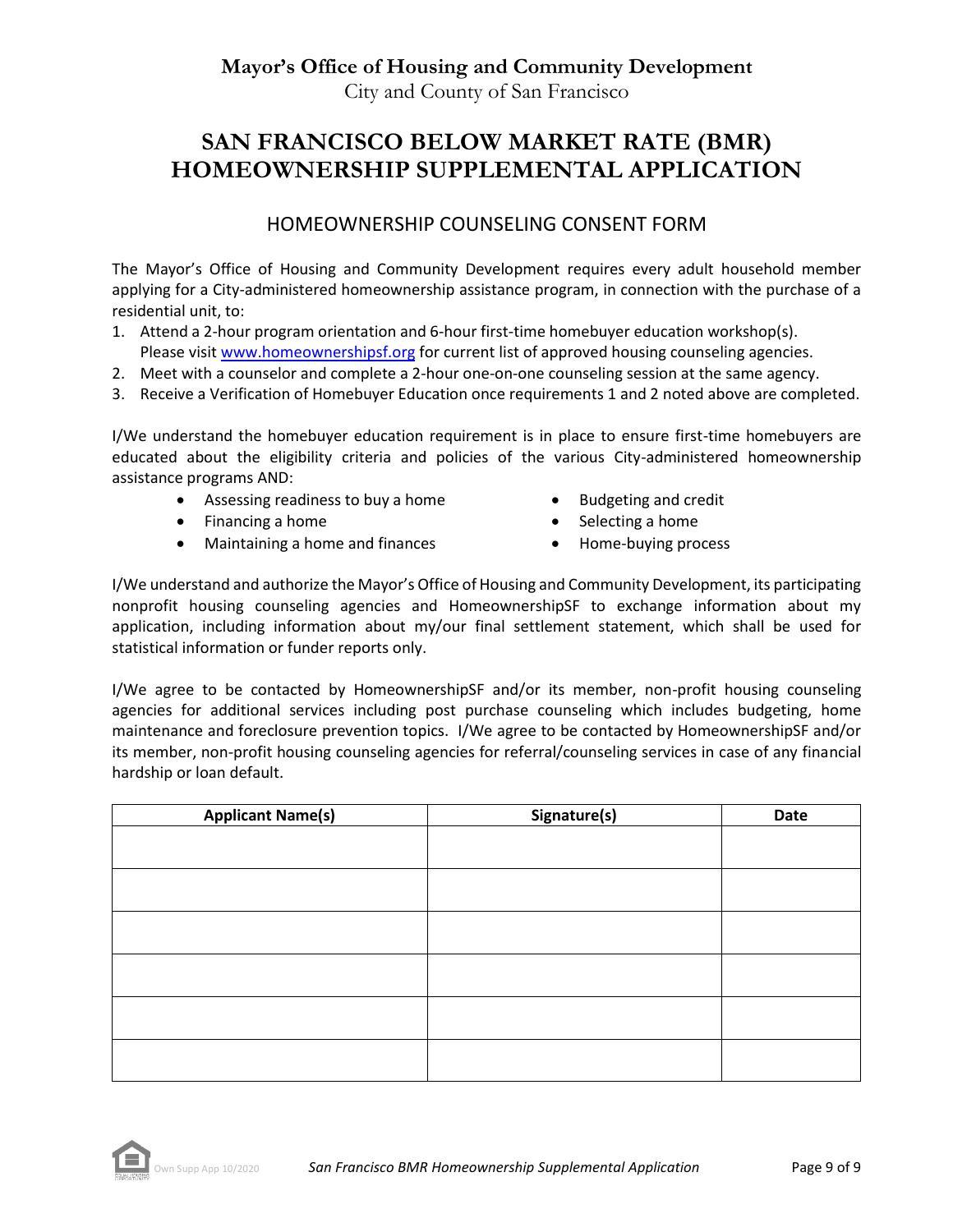**Mayor's Office of Housing and Community Development**
City and County of San Francisco

# SAN FRANCISCO BELOW MARKET RATE (BMR) HOMEOWNERSHIP SUPPLEMENTAL APPLICATION

## HOMEOWNERSHIP COUNSELING CONSENT FORM

The Mayor's Office of Housing and Community Development requires every adult household member applying for a City-administered homeownership assistance program, in connection with the purchase of a residential unit, to:

1. Attend a 2-hour program orientation and 6-hour first-time homebuyer education workshop(s). Please visit [www.homeownershipsf.org](http://www.homeownershipsf.org) for current list of approved housing counseling agencies.
2. Meet with a counselor and complete a 2-hour one-on-one counseling session at the same agency.
3. Receive a Verification of Homebuyer Education once requirements 1 and 2 noted above are completed.

I/We understand the homebuyer education requirement is in place to ensure first-time homebuyers are educated about the eligibility criteria and policies of the various City-administered homeownership assistance programs AND:

- Assessing readiness to buy a home
- Financing a home
- Maintaining a home and finances
- Budgeting and credit
- Selecting a home
- Home-buying process

I/We understand and authorize the Mayor's Office of Housing and Community Development, its participating nonprofit housing counseling agencies and HomeownershipSF to exchange information about my application, including information about my/our final settlement statement, which shall be used for statistical information or funder reports only.

I/We agree to be contacted by HomeownershipSF and/or its member, non-profit housing counseling agencies for additional services including post purchase counseling which includes budgeting, home maintenance and foreclosure prevention topics. I/We agree to be contacted by HomeownershipSF and/or its member, non-profit housing counseling agencies for referral/counseling services in case of any financial hardship or loan default.

| Applicant Name(s) | Signature(s) | Date |
| --- | --- | --- |
| | | |
| | | |
| | | |
| | | |
| | | |
| | | |

Own Supp App 10/2020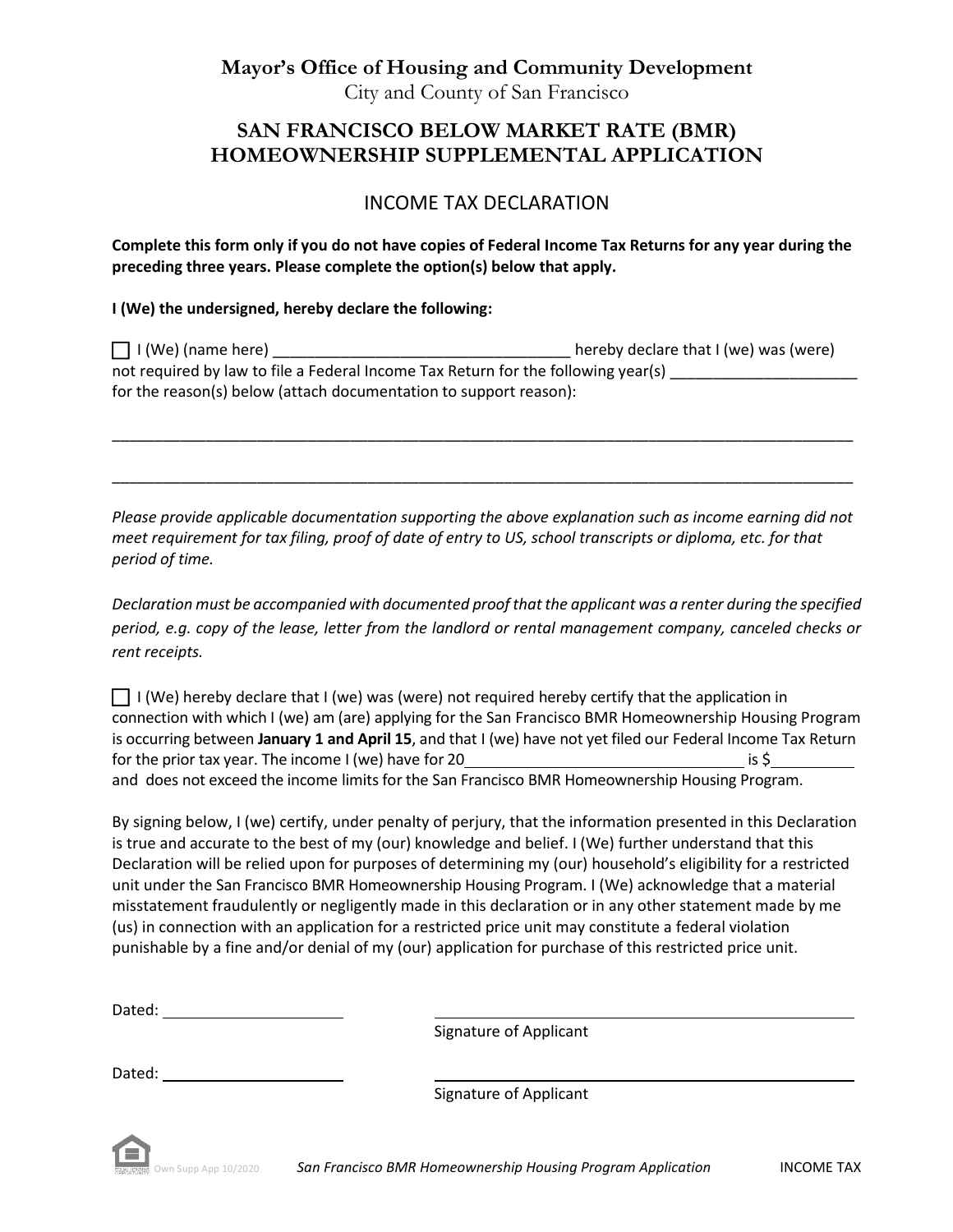**Mayor's Office of Housing and Community Development**
City and County of San Francisco

# SAN FRANCISCO BELOW MARKET RATE (BMR) HOMEOWNERSHIP SUPPLEMENTAL APPLICATION

## INCOME TAX DECLARATION

**Complete this form only if you do not have copies of Federal Income Tax Returns for any year during the preceding three years. Please complete the option(s) below that apply.**

**I (We) the undersigned, hereby declare the following:**

☐ I (We) (name here) ___________________________________ hereby declare that I (we) was (were) not required by law to file a Federal Income Tax Return for the following year(s) ______________________ for the reason(s) below (attach documentation to support reason):

_____________________________________________________________________________________________

_____________________________________________________________________________________________

*Please provide applicable documentation supporting the above explanation such as income earning did not meet requirement for tax filing, proof of date of entry to US, school transcripts or diploma, etc. for that period of time.*

*Declaration must be accompanied with documented proof that the applicant was a renter during the specified period, e.g. copy of the lease, letter from the landlord or rental management company, canceled checks or rent receipts.*

☐ I (We) hereby declare that I (we) was (were) not required hereby certify that the application in connection with which I (we) am (are) applying for the San Francisco BMR Homeownership Housing Program is occurring between **January 1 and April 15**, and that I (we) have not yet filed our Federal Income Tax Return for the prior tax year. The income I (we) have for 20________________________________ is $__________ and does not exceed the income limits for the San Francisco BMR Homeownership Housing Program.

By signing below, I (we) certify, under penalty of perjury, that the information presented in this Declaration is true and accurate to the best of my (our) knowledge and belief. I (We) further understand that this Declaration will be relied upon for purposes of determining my (our) household's eligibility for a restricted unit under the San Francisco BMR Homeownership Housing Program. I (We) acknowledge that a material misstatement fraudulently or negligently made in this declaration or in any other statement made by me (us) in connection with an application for a restricted price unit may constitute a federal violation punishable by a fine and/or denial of my (our) application for purchase of this restricted price unit.

Dated: ____________________ ________________________________________
Signature of Applicant

Dated: ____________________ ________________________________________
Signature of Applicant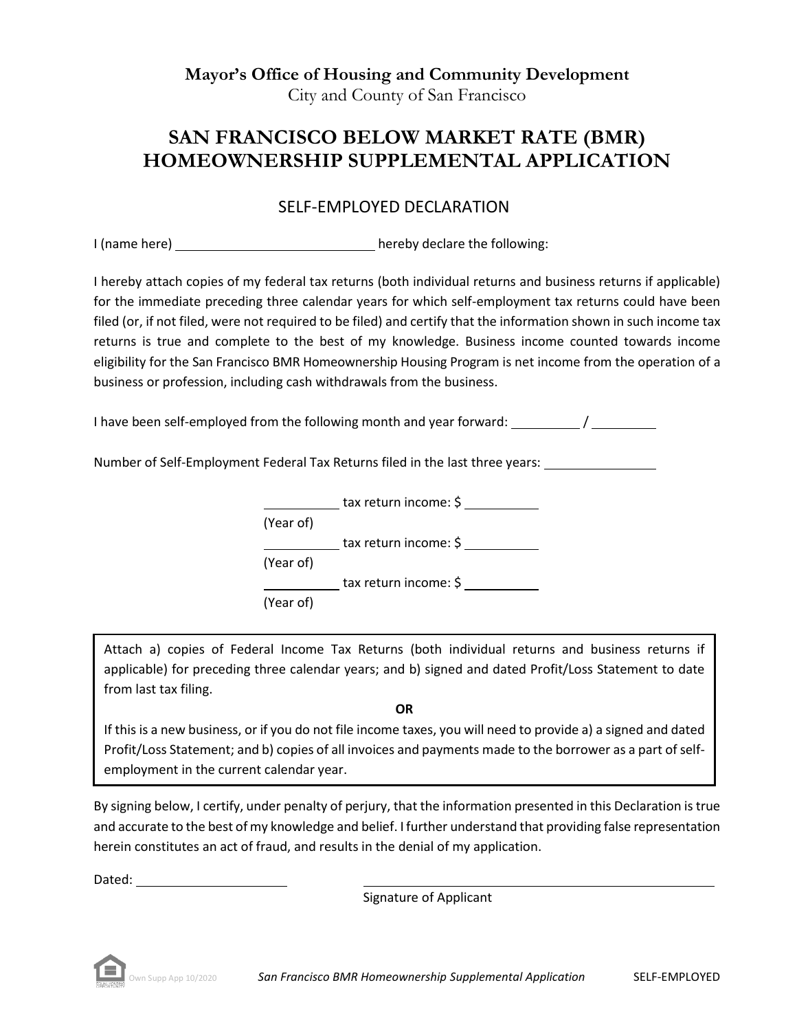**Mayor's Office of Housing and Community Development**
City and County of San Francisco

# SAN FRANCISCO BELOW MARKET RATE (BMR) HOMEOWNERSHIP SUPPLEMENTAL APPLICATION

## SELF-EMPLOYED DECLARATION

I (name here) ____________________________ hereby declare the following:

I hereby attach copies of my federal tax returns (both individual returns and business returns if applicable) for the immediate preceding three calendar years for which self-employment tax returns could have been filed (or, if not filed, were not required to be filed) and certify that the information shown in such income tax returns is true and complete to the best of my knowledge. Business income counted towards income eligibility for the San Francisco BMR Homeownership Housing Program is net income from the operation of a business or profession, including cash withdrawals from the business.

I have been self-employed from the following month and year forward: __________ / __________

Number of Self-Employment Federal Tax Returns filed in the last three years: ________________

__________ tax return income: $ __________
(Year of)

__________ tax return income: $ __________
(Year of)

__________ tax return income: $ __________
(Year of)

> Attach a) copies of Federal Income Tax Returns (both individual returns and business returns if applicable) for preceding three calendar years; and b) signed and dated Profit/Loss Statement to date from last tax filing.
>
> **OR**
>
> If this is a new business, or if you do not file income taxes, you will need to provide a) a signed and dated Profit/Loss Statement; and b) copies of all invoices and payments made to the borrower as a part of self-employment in the current calendar year.

By signing below, I certify, under penalty of perjury, that the information presented in this Declaration is true and accurate to the best of my knowledge and belief. I further understand that providing false representation herein constitutes an act of fraud, and results in the denial of my application.

Dated: ____________________ ________________________________________
Signature of Applicant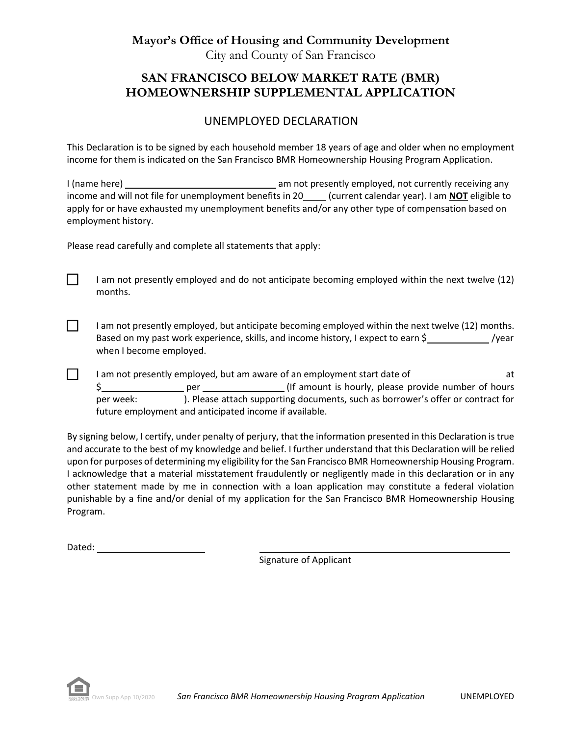**Mayor's Office of Housing and Community Development**
City and County of San Francisco

# SAN FRANCISCO BELOW MARKET RATE (BMR) HOMEOWNERSHIP SUPPLEMENTAL APPLICATION

## UNEMPLOYED DECLARATION

This Declaration is to be signed by each household member 18 years of age and older when no employment income for them is indicated on the San Francisco BMR Homeownership Housing Program Application.

I (name here) ______________________________ am not presently employed, not currently receiving any income and will not file for unemployment benefits in 20_____ (current calendar year). I am **NOT** eligible to apply for or have exhausted my unemployment benefits and/or any other type of compensation based on employment history.

Please read carefully and complete all statements that apply:

☐ I am not presently employed and do not anticipate becoming employed within the next twelve (12) months.

☐ I am not presently employed, but anticipate becoming employed within the next twelve (12) months. Based on my past work experience, skills, and income history, I expect to earn $____________ /year when I become employed.

☐ I am not presently employed, but am aware of an employment start date of __________________ at $________________ per ________________ (If amount is hourly, please provide number of hours per week: _________). Please attach supporting documents, such as borrower's offer or contract for future employment and anticipated income if available.

By signing below, I certify, under penalty of perjury, that the information presented in this Declaration is true and accurate to the best of my knowledge and belief. I further understand that this Declaration will be relied upon for purposes of determining my eligibility for the San Francisco BMR Homeownership Housing Program. I acknowledge that a material misstatement fraudulently or negligently made in this declaration or in any other statement made by me in connection with a loan application may constitute a federal violation punishable by a fine and/or denial of my application for the San Francisco BMR Homeownership Housing Program.

Dated: ____________________

______________________________________________
Signature of Applicant